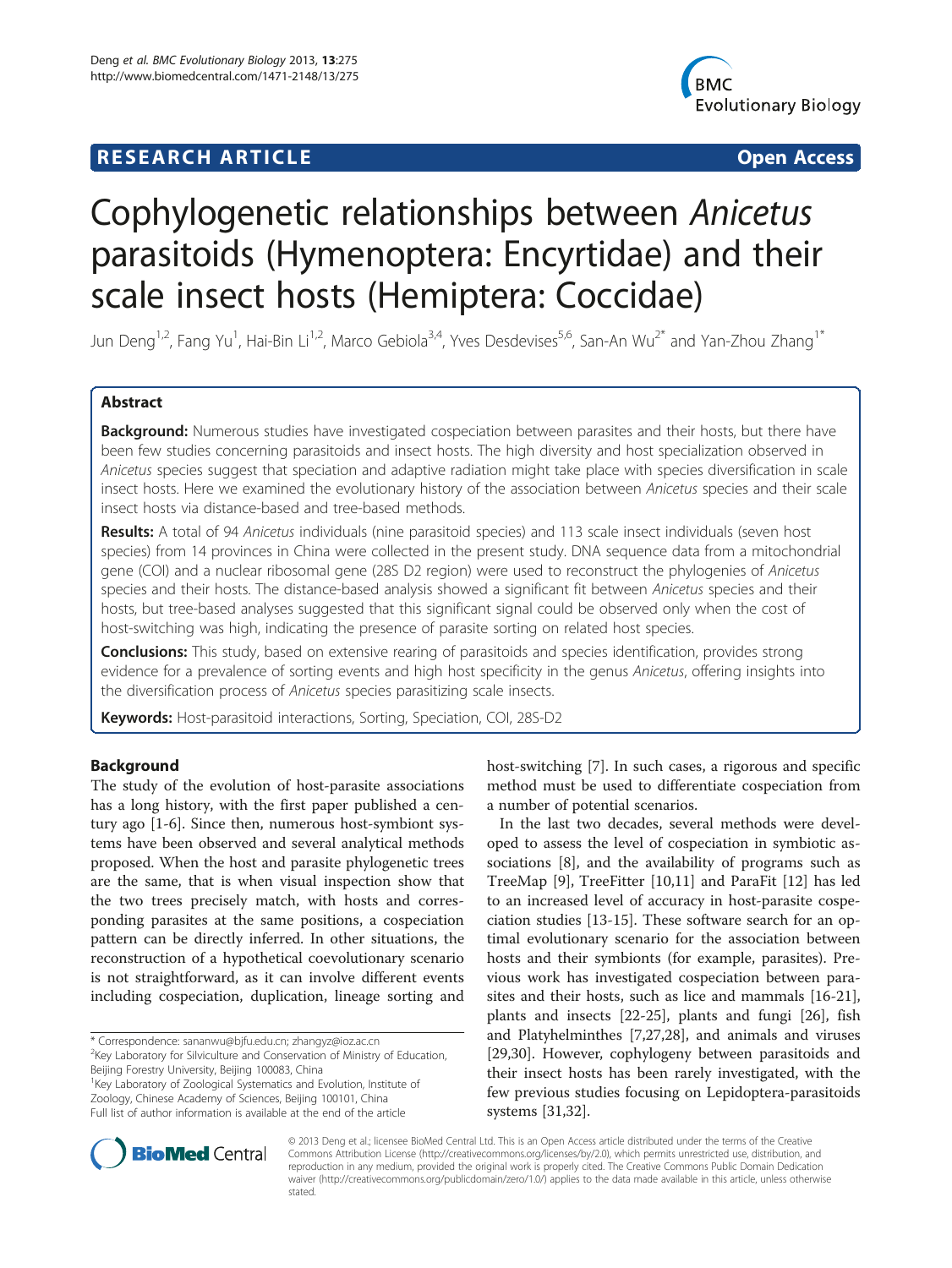**RESEARCH ARTICLE** **Open Access**

# Cophylogenetic relationships between *Anicetus* parasitoids (Hymenoptera: Encyrtidae) and their scale insect hosts (Hemiptera: Coccidae)

Jun Deng[1,2], Fang Yu[1], Hai-Bin Li[1,2], Marco Gebiola[3,4], Yves Desdevises[5,6], San-An Wu[2*] and Yan-Zhou Zhang[1*]

## Abstract

**Background:** Numerous studies have investigated cospeciation between parasites and their hosts, but there have been few studies concerning parasitoids and insect hosts. The high diversity and host specialization observed in *Anicetus* species suggest that speciation and adaptive radiation might take place with species diversification in scale insect hosts. Here we examined the evolutionary history of the association between *Anicetus* species and their scale insect hosts via distance-based and tree-based methods.

**Results:** A total of 94 *Anicetus* individuals (nine parasitoid species) and 113 scale insect individuals (seven host species) from 14 provinces in China were collected in the present study. DNA sequence data from a mitochondrial gene (COI) and a nuclear ribosomal gene (28S D2 region) were used to reconstruct the phylogenies of *Anicetus* species and their hosts. The distance-based analysis showed a significant fit between *Anicetus* species and their hosts, but tree-based analyses suggested that this significant signal could be observed only when the cost of host-switching was high, indicating the presence of parasite sorting on related host species.

**Conclusions:** This study, based on extensive rearing of parasitoids and species identification, provides strong evidence for a prevalence of sorting events and high host specificity in the genus *Anicetus*, offering insights into the diversification process of *Anicetus* species parasitizing scale insects.

**Keywords:** Host-parasitoid interactions, Sorting, Speciation, COI, 28S-D2

## Background

The study of the evolution of host-parasite associations has a long history, with the first paper published a century ago [1-6]. Since then, numerous host-symbiont systems have been observed and several analytical methods proposed. When the host and parasite phylogenetic trees are the same, that is when visual inspection show that the two trees precisely match, with hosts and corresponding parasites at the same positions, a cospeciation pattern can be directly inferred. In other situations, the reconstruction of a hypothetical coevolutionary scenario is not straightforward, as it can involve different events including cospeciation, duplication, lineage sorting and host-switching [7]. In such cases, a rigorous and specific method must be used to differentiate cospeciation from a number of potential scenarios.

In the last two decades, several methods were developed to assess the level of cospeciation in symbiotic associations [8], and the availability of programs such as TreeMap [9], TreeFitter [10,11] and ParaFit [12] has led to an increased level of accuracy in host-parasite cospeciation studies [13-15]. These software search for an optimal evolutionary scenario for the association between hosts and their symbionts (for example, parasites). Previous work has investigated cospeciation between parasites and their hosts, such as lice and mammals [16-21], plants and insects [22-25], plants and fungi [26], fish and Platyhelminthes [7,27,28], and animals and viruses [29,30]. However, cophylogeny between parasitoids and their insect hosts has been rarely investigated, with the few previous studies focusing on Lepidoptera-parasitoids systems [31,32].

\* Correspondence: sananwu@bjfu.edu.cn; zhangyz@ioz.ac.cn
[2]Key Laboratory for Silviculture and Conservation of Ministry of Education, Beijing Forestry University, Beijing 100083, China
[1]Key Laboratory of Zoological Systematics and Evolution, Institute of Zoology, Chinese Academy of Sciences, Beijing 100101, China
Full list of author information is available at the end of the article

© 2013 Deng et al.; licensee BioMed Central Ltd. This is an Open Access article distributed under the terms of the Creative Commons Attribution License (http://creativecommons.org/licenses/by/2.0), which permits unrestricted use, distribution, and reproduction in any medium, provided the original work is properly cited. The Creative Commons Public Domain Dedication waiver (http://creativecommons.org/publicdomain/zero/1.0/) applies to the data made available in this article, unless otherwise stated.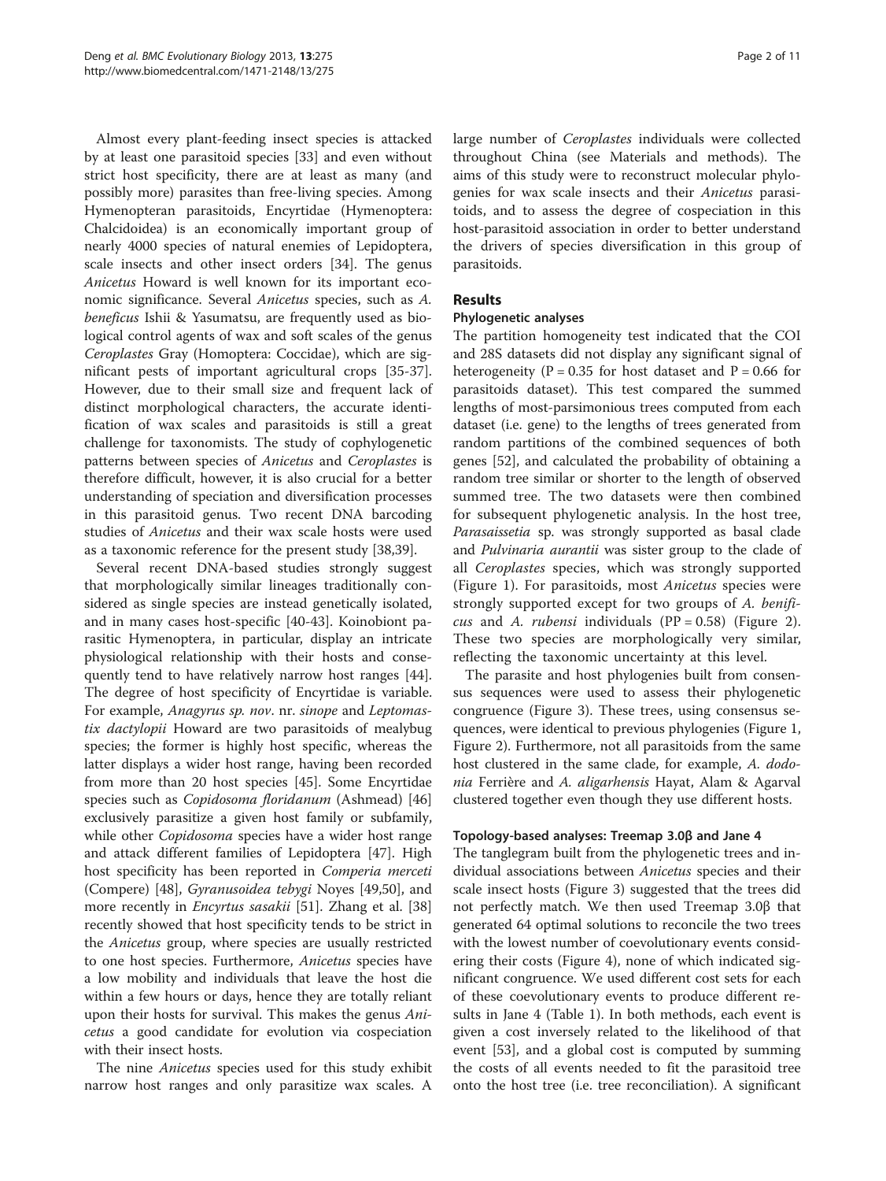Almost every plant-feeding insect species is attacked by at least one parasitoid species [33] and even without strict host specificity, there are at least as many (and possibly more) parasites than free-living species. Among Hymenopteran parasitoids, Encyrtidae (Hymenoptera: Chalcidoidea) is an economically important group of nearly 4000 species of natural enemies of Lepidoptera, scale insects and other insect orders [34]. The genus *Anicetus* Howard is well known for its important economic significance. Several *Anicetus* species, such as *A. beneficus* Ishii & Yasumatsu, are frequently used as biological control agents of wax and soft scales of the genus *Ceroplastes* Gray (Homoptera: Coccidae), which are significant pests of important agricultural crops [35-37]. However, due to their small size and frequent lack of distinct morphological characters, the accurate identification of wax scales and parasitoids is still a great challenge for taxonomists. The study of cophylogenetic patterns between species of *Anicetus* and *Ceroplastes* is therefore difficult, however, it is also crucial for a better understanding of speciation and diversification processes in this parasitoid genus. Two recent DNA barcoding studies of *Anicetus* and their wax scale hosts were used as a taxonomic reference for the present study [38,39].

Several recent DNA-based studies strongly suggest that morphologically similar lineages traditionally considered as single species are instead genetically isolated, and in many cases host-specific [40-43]. Koinobiont parasitic Hymenoptera, in particular, display an intricate physiological relationship with their hosts and consequently tend to have relatively narrow host ranges [44]. The degree of host specificity of Encyrtidae is variable. For example, *Anagyrus sp. nov*. nr. *sinope* and *Leptomastix dactylopii* Howard are two parasitoids of mealybug species; the former is highly host specific, whereas the latter displays a wider host range, having been recorded from more than 20 host species [45]. Some Encyrtidae species such as *Copidosoma floridanum* (Ashmead) [46] exclusively parasitize a given host family or subfamily, while other *Copidosoma* species have a wider host range and attack different families of Lepidoptera [47]. High host specificity has been reported in *Comperia merceti* (Compere) [48], *Gyranusoidea tebygi* Noyes [49,50], and more recently in *Encyrtus sasakii* [51]. Zhang et al. [38] recently showed that host specificity tends to be strict in the *Anicetus* group, where species are usually restricted to one host species. Furthermore, *Anicetus* species have a low mobility and individuals that leave the host die within a few hours or days, hence they are totally reliant upon their hosts for survival. This makes the genus *Anicetus* a good candidate for evolution via cospeciation with their insect hosts.

The nine *Anicetus* species used for this study exhibit narrow host ranges and only parasitize wax scales. A large number of *Ceroplastes* individuals were collected throughout China (see Materials and methods). The aims of this study were to reconstruct molecular phylogenies for wax scale insects and their *Anicetus* parasitoids, and to assess the degree of cospeciation in this host-parasitoid association in order to better understand the drivers of species diversification in this group of parasitoids.

## Results

### Phylogenetic analyses

The partition homogeneity test indicated that the COI and 28S datasets did not display any significant signal of heterogeneity ($P = 0.35$ for host dataset and $P = 0.66$ for parasitoids dataset). This test compared the summed lengths of most-parsimonious trees computed from each dataset (i.e. gene) to the lengths of trees generated from random partitions of the combined sequences of both genes [52], and calculated the probability of obtaining a random tree similar or shorter to the length of observed summed tree. The two datasets were then combined for subsequent phylogenetic analysis. In the host tree, *Parasaissetia* sp. was strongly supported as basal clade and *Pulvinaria aurantii* was sister group to the clade of all *Ceroplastes* species, which was strongly supported (Figure 1). For parasitoids, most *Anicetus* species were strongly supported except for two groups of *A. benificus* and *A. rubensi* individuals ($PP = 0.58$) (Figure 2). These two species are morphologically very similar, reflecting the taxonomic uncertainty at this level.

The parasite and host phylogenies built from consensus sequences were used to assess their phylogenetic congruence (Figure 3). These trees, using consensus sequences, were identical to previous phylogenies (Figure 1, Figure 2). Furthermore, not all parasitoids from the same host clustered in the same clade, for example, *A. dodonia* Ferrière and *A. aligarhensis* Hayat, Alam & Agarval clustered together even though they use different hosts.

### Topology-based analyses: Treemap 3.0β and Jane 4

The tanglegram built from the phylogenetic trees and individual associations between *Anicetus* species and their scale insect hosts (Figure 3) suggested that the trees did not perfectly match. We then used Treemap 3.0β that generated 64 optimal solutions to reconcile the two trees with the lowest number of coevolutionary events considering their costs (Figure 4), none of which indicated significant congruence. We used different cost sets for each of these coevolutionary events to produce different results in Jane 4 (Table 1). In both methods, each event is given a cost inversely related to the likelihood of that event [53], and a global cost is computed by summing the costs of all events needed to fit the parasitoid tree onto the host tree (i.e. tree reconciliation). A significant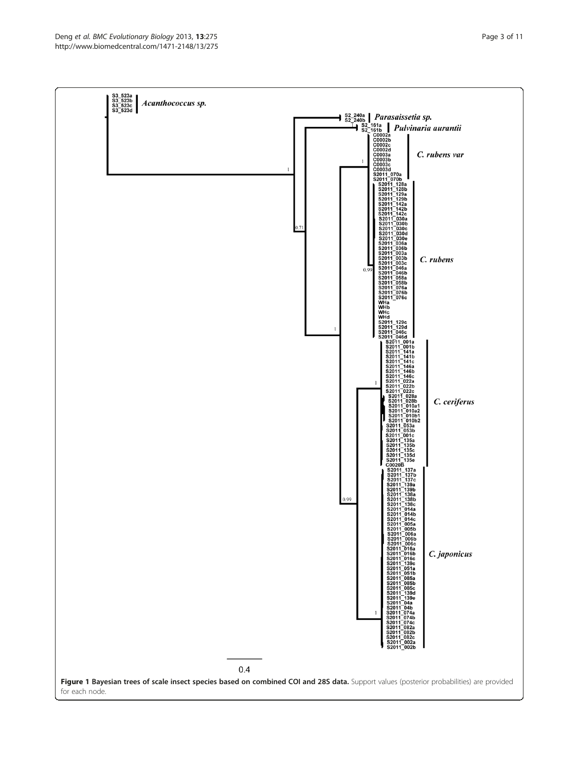**Figure 1 Bayesian trees of scale insect species based on combined COI and 28S data.** Support values (posterior probabilities) are provided for each node.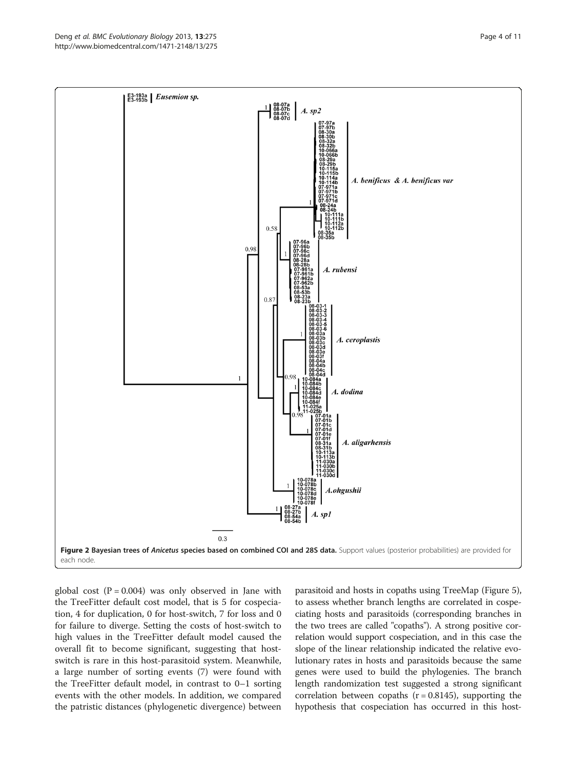**Figure 2 Bayesian trees of *Anicetus* species based on combined COI and 28S data.** Support values (posterior probabilities) are provided for each node.

global cost (P = 0.004) was only observed in Jane with the TreeFitter default cost model, that is 5 for cospeciation, 4 for duplication, 0 for host-switch, 7 for loss and 0 for failure to diverge. Setting the costs of host-switch to high values in the TreeFitter default model caused the overall fit to become significant, suggesting that host-switch is rare in this host-parasitoid system. Meanwhile, a large number of sorting events (7) were found with the TreeFitter default model, in contrast to 0–1 sorting events with the other models. In addition, we compared the patristic distances (phylogenetic divergence) between parasitoid and hosts in copaths using TreeMap (Figure 5), to assess whether branch lengths are correlated in cospeciating hosts and parasitoids (corresponding branches in the two trees are called "copaths"). A strong positive correlation would support cospeciation, and in this case the slope of the linear relationship indicated the relative evolutionary rates in hosts and parasitoids because the same genes were used to build the phylogenies. The branch length randomization test suggested a strong significant correlation between copaths (r = 0.8145), supporting the hypothesis that cospeciation has occurred in this host-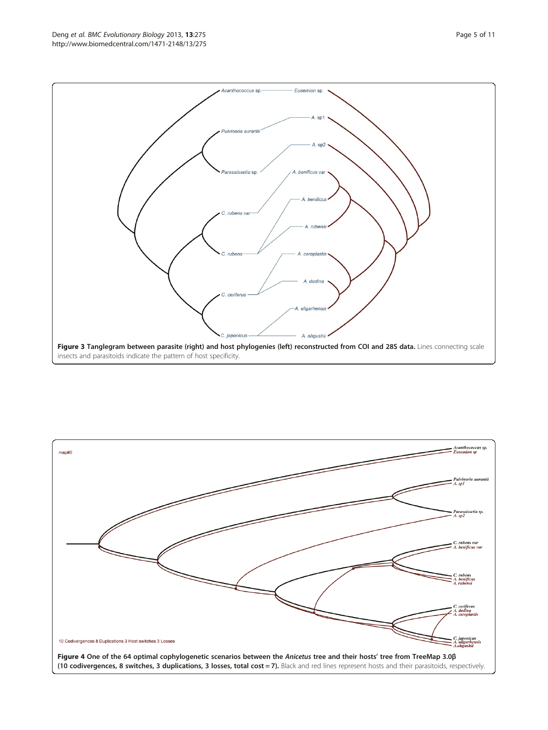**Figure 3 Tanglegram between parasite (right) and host phylogenies (left) reconstructed from COI and 28S data.** Lines connecting scale insects and parasitoids indicate the pattern of host specificity.

**Figure 4 One of the 64 optimal cophylogenetic scenarios between the *Anicetus* tree and their hosts' tree from TreeMap 3.0β (10 codivergences, 8 switches, 3 duplications, 3 losses, total cost = 7).** Black and red lines represent hosts and their parasitoids, respectively.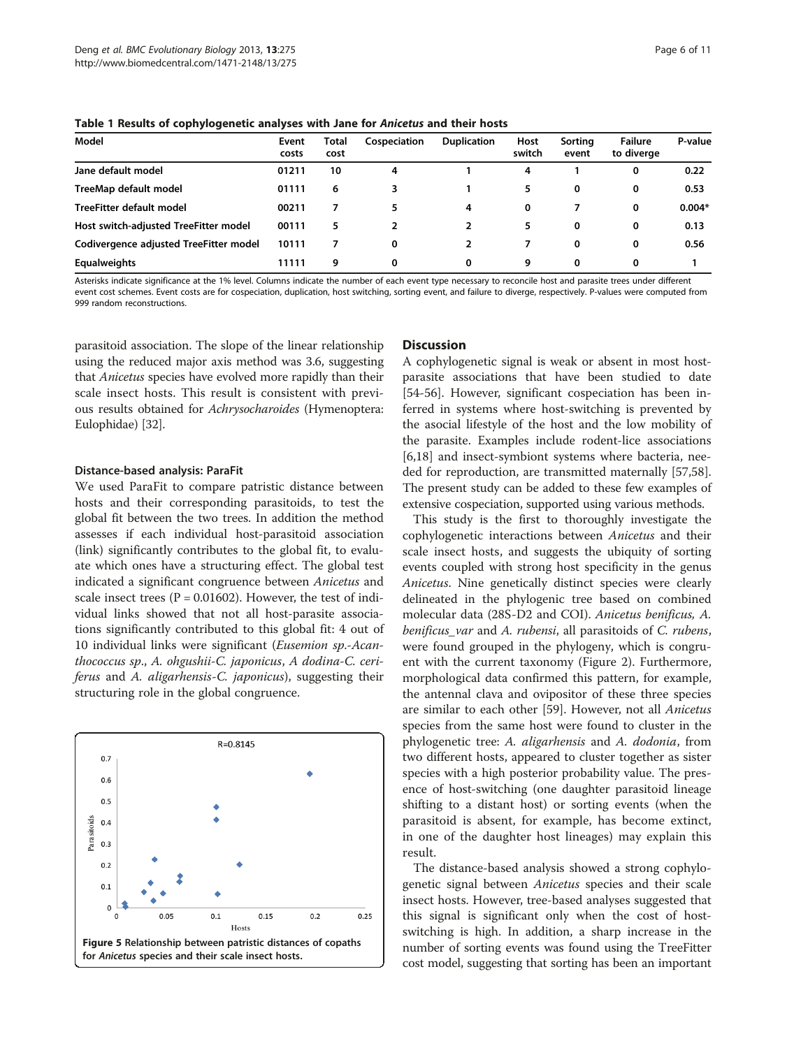**Table 1 Results of cophylogenetic analyses with Jane for *Anicetus* and their hosts**

| Model | Event costs | Total cost | Cospeciation | Duplication | Host switch | Sorting event | Failure to diverge | P-value |
|---|---|---|---|---|---|---|---|---|
| Jane default model | 01211 | 10 | 4 | 1 | 4 | 1 | 0 | 0.22 |
| TreeMap default model | 01111 | 6 | 3 | 1 | 5 | 0 | 0 | 0.53 |
| TreeFitter default model | 00211 | 7 | 5 | 4 | 0 | 7 | 0 | 0.004* |
| Host switch-adjusted TreeFitter model | 00111 | 5 | 2 | 2 | 5 | 0 | 0 | 0.13 |
| Codivergence adjusted TreeFitter model | 10111 | 7 | 0 | 2 | 7 | 0 | 0 | 0.56 |
| Equalweights | 11111 | 9 | 0 | 0 | 9 | 0 | 0 | 1 |

Asterisks indicate significance at the 1% level. Columns indicate the number of each event type necessary to reconcile host and parasite trees under different event cost schemes. Event costs are for cospeciation, duplication, host switching, sorting event, and failure to diverge, respectively. P-values were computed from 999 random reconstructions.

parasitoid association. The slope of the linear relationship using the reduced major axis method was 3.6, suggesting that *Anicetus* species have evolved more rapidly than their scale insect hosts. This result is consistent with previous results obtained for *Achrysocharoides* (Hymenoptera: Eulophidae) [32].

### Distance-based analysis: ParaFit

We used ParaFit to compare patristic distance between hosts and their corresponding parasitoids, to test the global fit between the two trees. In addition the method assesses if each individual host-parasitoid association (link) significantly contributes to the global fit, to evaluate which ones have a structuring effect. The global test indicated a significant congruence between *Anicetus* and scale insect trees (P = 0.01602). However, the test of individual links showed that not all host-parasite associations significantly contributed to this global fit: 4 out of 10 individual links were significant (*Eusemion sp.-Acanthococcus sp.*, *A. ohgushii-C. japonicus*, *A dodina-C. ceriferus* and *A. aligarhensis-C. japonicus*), suggesting their structuring role in the global congruence.

**Figure 5** Relationship between patristic distances of copaths for *Anicetus* species and their scale insect hosts.

## Discussion

A cophylogenetic signal is weak or absent in most host-parasite associations that have been studied to date [54-56]. However, significant cospeciation has been inferred in systems where host-switching is prevented by the asocial lifestyle of the host and the low mobility of the parasite. Examples include rodent-lice associations [6,18] and insect-symbiont systems where bacteria, needed for reproduction, are transmitted maternally [57,58]. The present study can be added to these few examples of extensive cospeciation, supported using various methods.

This study is the first to thoroughly investigate the cophylogenetic interactions between *Anicetus* and their scale insect hosts, and suggests the ubiquity of sorting events coupled with strong host specificity in the genus *Anicetus*. Nine genetically distinct species were clearly delineated in the phylogenic tree based on combined molecular data (28S-D2 and COI). *Anicetus benificus, A. benificus_var* and *A. rubensi*, all parasitoids of *C. rubens*, were found grouped in the phylogeny, which is congruent with the current taxonomy (Figure 2). Furthermore, morphological data confirmed this pattern, for example, the antennal clava and ovipositor of these three species are similar to each other [59]. However, not all *Anicetus* species from the same host were found to cluster in the phylogenetic tree: *A. aligarhensis* and *A. dodonia*, from two different hosts, appeared to cluster together as sister species with a high posterior probability value. The presence of host-switching (one daughter parasitoid lineage shifting to a distant host) or sorting events (when the parasitoid is absent, for example, has become extinct, in one of the daughter host lineages) may explain this result.

The distance-based analysis showed a strong cophylogenetic signal between *Anicetus* species and their scale insect hosts. However, tree-based analyses suggested that this signal is significant only when the cost of host-switching is high. In addition, a sharp increase in the number of sorting events was found using the TreeFitter cost model, suggesting that sorting has been an important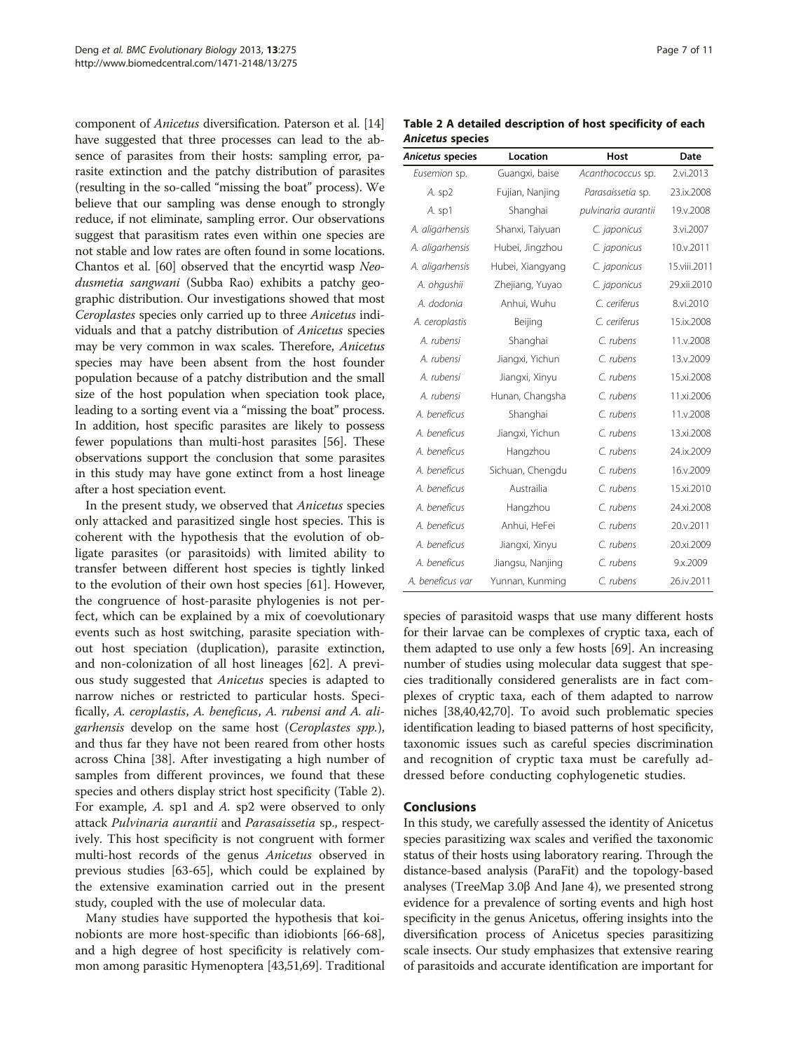component of *Anicetus* diversification. Paterson et al. [14] have suggested that three processes can lead to the absence of parasites from their hosts: sampling error, parasite extinction and the patchy distribution of parasites (resulting in the so-called "missing the boat" process). We believe that our sampling was dense enough to strongly reduce, if not eliminate, sampling error. Our observations suggest that parasitism rates even within one species are not stable and low rates are often found in some locations. Chantos et al. [60] observed that the encyrtid wasp *Neodusmetia sangwani* (Subba Rao) exhibits a patchy geographic distribution. Our investigations showed that most *Ceroplastes* species only carried up to three *Anicetus* individuals and that a patchy distribution of *Anicetus* species may be very common in wax scales. Therefore, *Anicetus* species may have been absent from the host founder population because of a patchy distribution and the small size of the host population when speciation took place, leading to a sorting event via a "missing the boat" process. In addition, host specific parasites are likely to possess fewer populations than multi-host parasites [56]. These observations support the conclusion that some parasites in this study may have gone extinct from a host lineage after a host speciation event.

In the present study, we observed that *Anicetus* species only attacked and parasitized single host species. This is coherent with the hypothesis that the evolution of obligate parasites (or parasitoids) with limited ability to transfer between different host species is tightly linked to the evolution of their own host species [61]. However, the congruence of host-parasite phylogenies is not perfect, which can be explained by a mix of coevolutionary events such as host switching, parasite speciation without host speciation (duplication), parasite extinction, and non-colonization of all host lineages [62]. A previous study suggested that *Anicetus* species is adapted to narrow niches or restricted to particular hosts. Specifically, *A. ceroplastis*, *A. beneficus*, *A. rubensi and A. aligarhensis* develop on the same host (*Ceroplastes spp.*), and thus far they have not been reared from other hosts across China [38]. After investigating a high number of samples from different provinces, we found that these species and others display strict host specificity (Table 2). For example, *A.* sp1 and *A.* sp2 were observed to only attack *Pulvinaria aurantii* and *Parasaissetia* sp., respectively. This host specificity is not congruent with former multi-host records of the genus *Anicetus* observed in previous studies [63-65], which could be explained by the extensive examination carried out in the present study, coupled with the use of molecular data.

Many studies have supported the hypothesis that koinobionts are more host-specific than idiobionts [66-68], and a high degree of host specificity is relatively common among parasitic Hymenoptera [43,51,69]. Traditional species of parasitoid wasps that use many different hosts for their larvae can be complexes of cryptic taxa, each of them adapted to use only a few hosts [69]. An increasing number of studies using molecular data suggest that species traditionally considered generalists are in fact complexes of cryptic taxa, each of them adapted to narrow niches [38,40,42,70]. To avoid such problematic species identification leading to biased patterns of host specificity, taxonomic issues such as careful species discrimination and recognition of cryptic taxa must be carefully addressed before conducting cophylogenetic studies.

**Table 2 A detailed description of host specificity of each *Anicetus* species**

| *Anicetus* species | Location | Host | Date |
|---|---|---|---|
| *Eusemion* sp. | Guangxi, baise | *Acanthococcus* sp. | 2.vi.2013 |
| *A.* sp2 | Fujian, Nanjing | *Parasaissetia* sp. | 23.ix.2008 |
| *A.* sp1 | Shanghai | *pulvinaria aurantii* | 19.v.2008 |
| *A. aligarhensis* | Shanxi, Taiyuan | *C. japonicus* | 3.vi.2007 |
| *A. aligarhensis* | Hubei, Jingzhou | *C. japonicus* | 10.v.2011 |
| *A. aligarhensis* | Hubei, Xiangyang | *C. japonicus* | 15.viii.2011 |
| *A. ohgushii* | Zhejiang, Yuyao | *C. japonicus* | 29.xii.2010 |
| *A. dodonia* | Anhui, Wuhu | *C. ceriferus* | 8.vi.2010 |
| *A. ceroplastis* | Beijing | *C. ceriferus* | 15.ix.2008 |
| *A. rubensi* | Shanghai | *C. rubens* | 11.v.2008 |
| *A. rubensi* | Jiangxi, Yichun | *C. rubens* | 13.v.2009 |
| *A. rubensi* | Jiangxi, Xinyu | *C. rubens* | 15.xi.2008 |
| *A. rubensi* | Hunan, Changsha | *C. rubens* | 11.xi.2006 |
| *A. beneficus* | Shanghai | *C. rubens* | 11.v.2008 |
| *A. beneficus* | Jiangxi, Yichun | *C. rubens* | 13.xi.2008 |
| *A. beneficus* | Hangzhou | *C. rubens* | 24.ix.2009 |
| *A. beneficus* | Sichuan, Chengdu | *C. rubens* | 16.v.2009 |
| *A. beneficus* | Austrailia | *C. rubens* | 15.xi.2010 |
| *A. beneficus* | Hangzhou | *C. rubens* | 24.xi.2008 |
| *A. beneficus* | Anhui, HeFei | *C. rubens* | 20.v.2011 |
| *A. beneficus* | Jiangxi, Xinyu | *C. rubens* | 20.xi.2009 |
| *A. beneficus* | Jiangsu, Nanjing | *C. rubens* | 9.x.2009 |
| *A. beneficus var* | Yunnan, Kunming | *C. rubens* | 26.iv.2011 |

## Conclusions

In this study, we carefully assessed the identity of Anicetus species parasitizing wax scales and verified the taxonomic status of their hosts using laboratory rearing. Through the distance-based analysis (ParaFit) and the topology-based analyses (TreeMap 3.0β And Jane 4), we presented strong evidence for a prevalence of sorting events and high host specificity in the genus Anicetus, offering insights into the diversification process of Anicetus species parasitizing scale insects. Our study emphasizes that extensive rearing of parasitoids and accurate identification are important for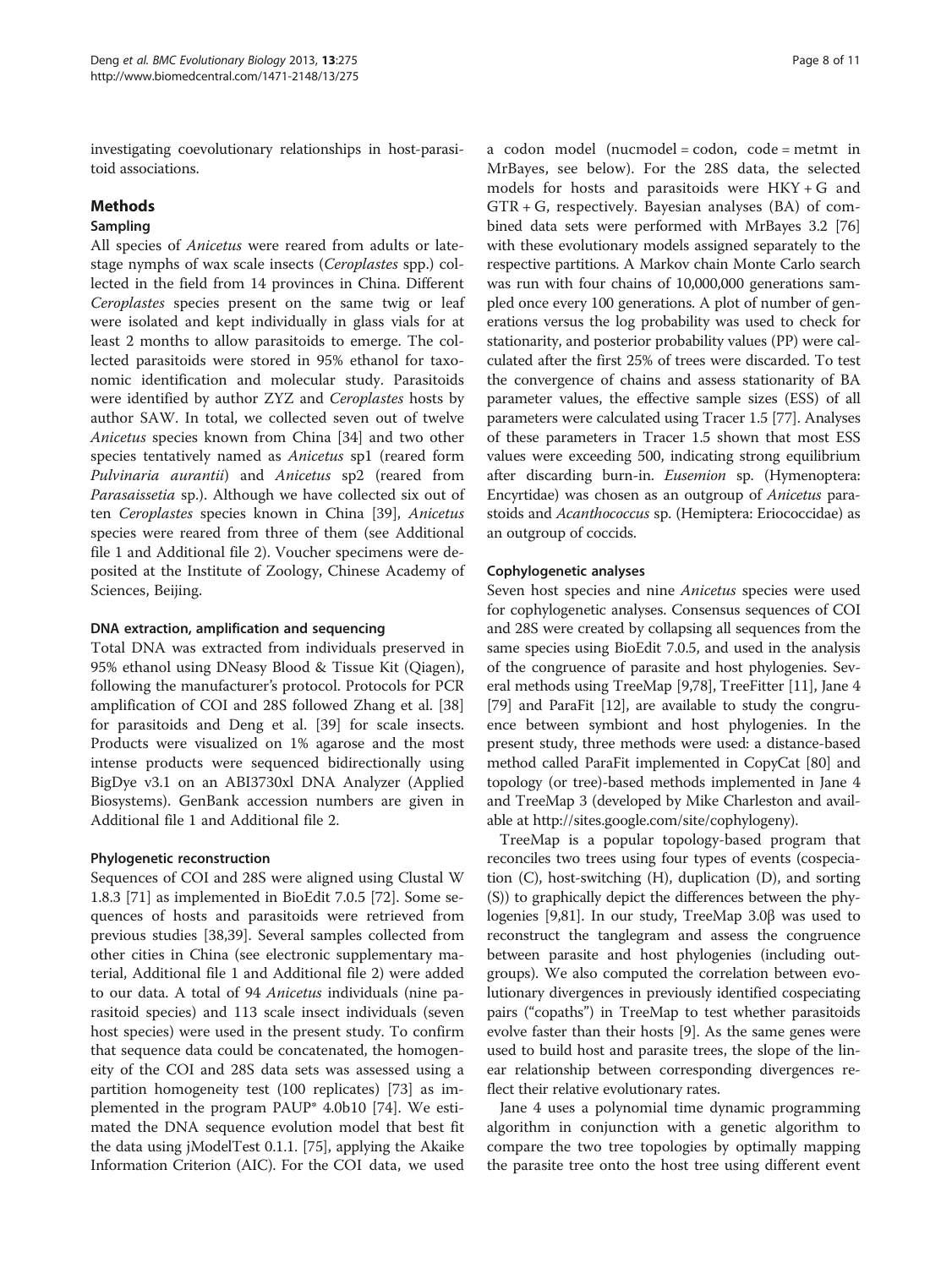investigating coevolutionary relationships in host-parasitoid associations.

## Methods

### Sampling

All species of *Anicetus* were reared from adults or late-stage nymphs of wax scale insects (*Ceroplastes* spp.) collected in the field from 14 provinces in China. Different *Ceroplastes* species present on the same twig or leaf were isolated and kept individually in glass vials for at least 2 months to allow parasitoids to emerge. The collected parasitoids were stored in 95% ethanol for taxonomic identification and molecular study. Parasitoids were identified by author ZYZ and *Ceroplastes* hosts by author SAW. In total, we collected seven out of twelve *Anicetus* species known from China [34] and two other species tentatively named as *Anicetus* sp1 (reared form *Pulvinaria aurantii*) and *Anicetus* sp2 (reared from *Parasaissetia* sp.). Although we have collected six out of ten *Ceroplastes* species known in China [39], *Anicetus* species were reared from three of them (see Additional file 1 and Additional file 2). Voucher specimens were deposited at the Institute of Zoology, Chinese Academy of Sciences, Beijing.

### DNA extraction, amplification and sequencing

Total DNA was extracted from individuals preserved in 95% ethanol using DNeasy Blood & Tissue Kit (Qiagen), following the manufacturer's protocol. Protocols for PCR amplification of COI and 28S followed Zhang et al. [38] for parasitoids and Deng et al. [39] for scale insects. Products were visualized on 1% agarose and the most intense products were sequenced bidirectionally using BigDye v3.1 on an ABI3730xl DNA Analyzer (Applied Biosystems). GenBank accession numbers are given in Additional file 1 and Additional file 2.

### Phylogenetic reconstruction

Sequences of COI and 28S were aligned using Clustal W 1.8.3 [71] as implemented in BioEdit 7.0.5 [72]. Some sequences of hosts and parasitoids were retrieved from previous studies [38,39]. Several samples collected from other cities in China (see electronic supplementary material, Additional file 1 and Additional file 2) were added to our data. A total of 94 *Anicetus* individuals (nine parasitoid species) and 113 scale insect individuals (seven host species) were used in the present study. To confirm that sequence data could be concatenated, the homogeneity of the COI and 28S data sets was assessed using a partition homogeneity test (100 replicates) [73] as implemented in the program PAUP* 4.0b10 [74]. We estimated the DNA sequence evolution model that best fit the data using jModelTest 0.1.1. [75], applying the Akaike Information Criterion (AIC). For the COI data, we used a codon model (nucmodel = codon, code = metmt in MrBayes, see below). For the 28S data, the selected models for hosts and parasitoids were HKY + G and GTR + G, respectively. Bayesian analyses (BA) of combined data sets were performed with MrBayes 3.2 [76] with these evolutionary models assigned separately to the respective partitions. A Markov chain Monte Carlo search was run with four chains of 10,000,000 generations sampled once every 100 generations. A plot of number of generations versus the log probability was used to check for stationarity, and posterior probability values (PP) were calculated after the first 25% of trees were discarded. To test the convergence of chains and assess stationarity of BA parameter values, the effective sample sizes (ESS) of all parameters were calculated using Tracer 1.5 [77]. Analyses of these parameters in Tracer 1.5 shown that most ESS values were exceeding 500, indicating strong equilibrium after discarding burn-in. *Eusemion* sp. (Hymenoptera: Encyrtidae) was chosen as an outgroup of *Anicetus* parasitoids and *Acanthococcus* sp. (Hemiptera: Eriococcidae) as an outgroup of coccids.

### Cophylogenetic analyses

Seven host species and nine *Anicetus* species were used for cophylogenetic analyses. Consensus sequences of COI and 28S were created by collapsing all sequences from the same species using BioEdit 7.0.5, and used in the analysis of the congruence of parasite and host phylogenies. Several methods using TreeMap [9,78], TreeFitter [11], Jane 4 [79] and ParaFit [12], are available to study the congruence between symbiont and host phylogenies. In the present study, three methods were used: a distance-based method called ParaFit implemented in CopyCat [80] and topology (or tree)-based methods implemented in Jane 4 and TreeMap 3 (developed by Mike Charleston and available at http://sites.google.com/site/cophylogeny).

TreeMap is a popular topology-based program that reconciles two trees using four types of events (cospeciation (C), host-switching (H), duplication (D), and sorting (S)) to graphically depict the differences between the phylogenies [9,81]. In our study, TreeMap 3.0β was used to reconstruct the tanglegram and assess the congruence between parasite and host phylogenies (including outgroups). We also computed the correlation between evolutionary divergences in previously identified cospeciating pairs ("copaths") in TreeMap to test whether parasitoids evolve faster than their hosts [9]. As the same genes were used to build host and parasite trees, the slope of the linear relationship between corresponding divergences reflect their relative evolutionary rates.

Jane 4 uses a polynomial time dynamic programming algorithm in conjunction with a genetic algorithm to compare the two tree topologies by optimally mapping the parasite tree onto the host tree using different event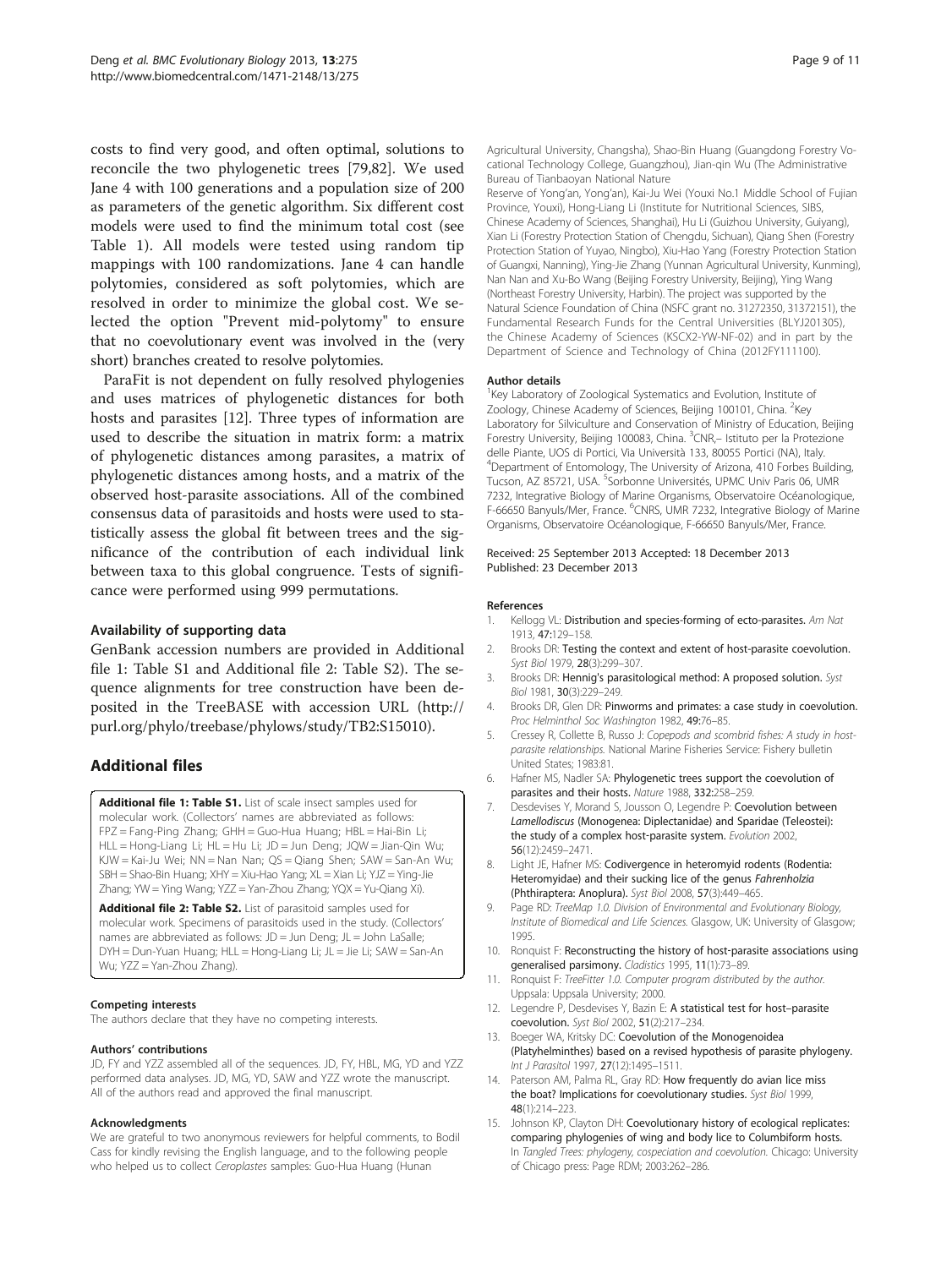costs to find very good, and often optimal, solutions to reconcile the two phylogenetic trees [79,82]. We used Jane 4 with 100 generations and a population size of 200 as parameters of the genetic algorithm. Six different cost models were used to find the minimum total cost (see Table 1). All models were tested using random tip mappings with 100 randomizations. Jane 4 can handle polytomies, considered as soft polytomies, which are resolved in order to minimize the global cost. We selected the option "Prevent mid-polytomy" to ensure that no coevolutionary event was involved in the (very short) branches created to resolve polytomies.

ParaFit is not dependent on fully resolved phylogenies and uses matrices of phylogenetic distances for both hosts and parasites [12]. Three types of information are used to describe the situation in matrix form: a matrix of phylogenetic distances among parasites, a matrix of phylogenetic distances among hosts, and a matrix of the observed host-parasite associations. All of the combined consensus data of parasitoids and hosts were used to statistically assess the global fit between trees and the significance of the contribution of each individual link between taxa to this global congruence. Tests of significance were performed using 999 permutations.

### Availability of supporting data

GenBank accession numbers are provided in Additional file 1: Table S1 and Additional file 2: Table S2). The sequence alignments for tree construction have been deposited in the TreeBASE with accession URL (http://purl.org/phylo/treebase/phylows/study/TB2:S15010).

## Additional files

**Additional file 1: Table S1.** List of scale insect samples used for molecular work. (Collectors' names are abbreviated as follows: FPZ = Fang-Ping Zhang; GHH = Guo-Hua Huang; HBL = Hai-Bin Li; HLL = Hong-Liang Li; HL = Hu Li; JD = Jun Deng; JQW = Jian-Qin Wu; KJW = Kai-Ju Wei; NN = Nan Nan; QS = Qiang Shen; SAW = San-An Wu; SBH = Shao-Bin Huang; XHY = Xiu-Hao Yang; XL = Xian Li; YJZ = Ying-Jie Zhang; YW = Ying Wang; YZZ = Yan-Zhou Zhang; YQX = Yu-Qiang Xi).

**Additional file 2: Table S2.** List of parasitoid samples used for molecular work. Specimens of parasitoids used in the study. (Collectors' names are abbreviated as follows: JD = Jun Deng; JL = John LaSalle; DYH = Dun-Yuan Huang; HLL = Hong-Liang Li; JL = Jie Li; SAW = San-An Wu; YZZ = Yan-Zhou Zhang).

#### Competing interests

The authors declare that they have no competing interests.

#### Authors' contributions

JD, FY and YZZ assembled all of the sequences. JD, FY, HBL, MG, YD and YZZ performed data analyses. JD, MG, YD, SAW and YZZ wrote the manuscript. All of the authors read and approved the final manuscript.

#### Acknowledgments

We are grateful to two anonymous reviewers for helpful comments, to Bodil Cass for kindly revising the English language, and to the following people who helped us to collect *Ceroplastes* samples: Guo-Hua Huang (Hunan Agricultural University, Changsha), Shao-Bin Huang (Guangdong Forestry Vocational Technology College, Guangzhou), Jian-qin Wu (The Administrative Bureau of Tianbaoyan National Nature Reserve of Yong'an, Yong'an), Kai-Ju Wei (Youxi No.1 Middle School of Fujian Province, Youxi), Hong-Liang Li (Institute for Nutritional Sciences, SIBS, Chinese Academy of Sciences, Shanghai), Hu Li (Guizhou University, Guiyang), Xian Li (Forestry Protection Station of Chengdu, Sichuan), Qiang Shen (Forestry Protection Station of Yuyao, Ningbo), Xiu-Hao Yang (Forestry Protection Station of Guangxi, Nanning), Ying-Jie Zhang (Yunnan Agricultural University, Kunming), Nan Nan and Xu-Bo Wang (Beijing Forestry University, Beijing), Ying Wang (Northeast Forestry University, Harbin). The project was supported by the Natural Science Foundation of China (NSFC grant no. 31272350, 31372151), the Fundamental Research Funds for the Central Universities (BLYJ201305), the Chinese Academy of Sciences (KSCX2-YW-NF-02) and in part by the Department of Science and Technology of China (2012FY111100).

#### Author details

[1]Key Laboratory of Zoological Systematics and Evolution, Institute of Zoology, Chinese Academy of Sciences, Beijing 100101, China. [2]Key Laboratory for Silviculture and Conservation of Ministry of Education, Beijing Forestry University, Beijing 100083, China. [3]CNR,– Istituto per la Protezione delle Piante, UOS di Portici, Via Università 133, 80055 Portici (NA), Italy. [4]Department of Entomology, The University of Arizona, 410 Forbes Building, Tucson, AZ 85721, USA. [5]Sorbonne Universités, UPMC Univ Paris 06, UMR 7232, Integrative Biology of Marine Organisms, Observatoire Océanologique, F-66650 Banyuls/Mer, France. [6]CNRS, UMR 7232, Integrative Biology of Marine Organisms, Observatoire Océanologique, F-66650 Banyuls/Mer, France.

Received: 25 September 2013 Accepted: 18 December 2013
Published: 23 December 2013

#### References

1. Kellogg VL: **Distribution and species-forming of ecto-parasites.** *Am Nat* 1913, **47:**129–158.
2. Brooks DR: **Testing the context and extent of host-parasite coevolution.** *Syst Biol* 1979, **28**(3):299–307.
3. Brooks DR: **Hennig's parasitological method: A proposed solution.** *Syst Biol* 1981, **30**(3):229–249.
4. Brooks DR, Glen DR: **Pinworms and primates: a case study in coevolution.** *Proc Helminthol Soc Washington* 1982, **49:**76–85.
5. Cressey R, Collette B, Russo J: *Copepods and scombrid fishes: A study in host-parasite relationships.* National Marine Fisheries Service: Fishery bulletin United States; 1983:81.
6. Hafner MS, Nadler SA: **Phylogenetic trees support the coevolution of parasites and their hosts.** *Nature* 1988, **332:**258–259.
7. Desdevises Y, Morand S, Jousson O, Legendre P: **Coevolution between *Lamellodiscus* (Monogenea: Diplectanidae) and Sparidae (Teleostei): the study of a complex host-parasite system.** *Evolution* 2002, **56**(12):2459–2471.
8. Light JE, Hafner MS: **Codivergence in heteromyid rodents (Rodentia: Heteromyidae) and their sucking lice of the genus *Fahrenholzia* (Phthiraptera: Anoplura).** *Syst Biol* 2008, **57**(3):449–465.
9. Page RD: *TreeMap 1.0. Division of Environmental and Evolutionary Biology, Institute of Biomedical and Life Sciences.* Glasgow, UK: University of Glasgow; 1995.
10. Ronquist F: **Reconstructing the history of host-parasite associations using generalised parsimony.** *Cladistics* 1995, **11**(1):73–89.
11. Ronquist F: *TreeFitter 1.0. Computer program distributed by the author.* Uppsala: Uppsala University; 2000.
12. Legendre P, Desdevises Y, Bazin E: **A statistical test for host–parasite coevolution.** *Syst Biol* 2002, **51**(2):217–234.
13. Boeger WA, Kritsky DC: **Coevolution of the Monogenoidea (Platyhelminthes) based on a revised hypothesis of parasite phylogeny.** *Int J Parasitol* 1997, **27**(12):1495–1511.
14. Paterson AM, Palma RL, Gray RD: **How frequently do avian lice miss the boat? Implications for coevolutionary studies.** *Syst Biol* 1999, **48**(1):214–223.
15. Johnson KP, Clayton DH: **Coevolutionary history of ecological replicates: comparing phylogenies of wing and body lice to Columbiform hosts.** In *Tangled Trees: phylogeny, cospeciation and coevolution.* Chicago: University of Chicago press: Page RDM; 2003:262–286.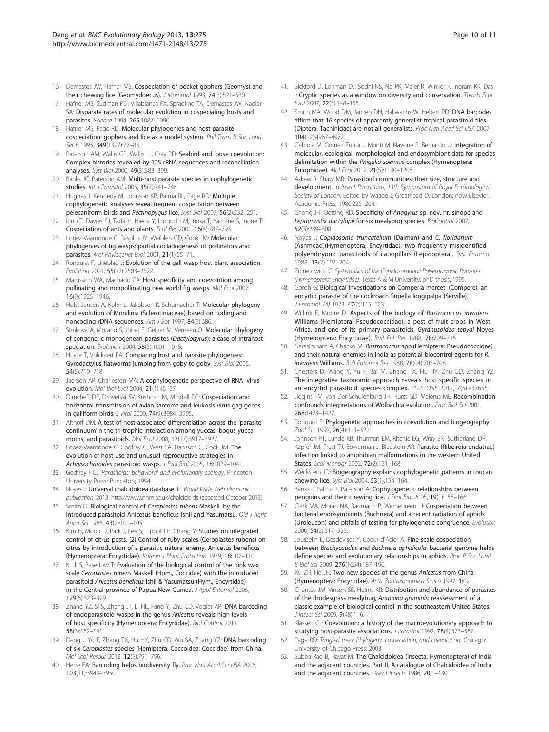16. Demastes JW, Hafner MS: **Cospeciation of pocket gophers (Geomys) and their chewing lice (Geomydoecus).** *J Mammal* 1993, **74**(3):521–530.
17. Hafner MS, Sudman PD, Villablanca FX, Spradling TA, Demastes JW, Nadler SA: **Disparate rates of molecular evolution in cospeciating hosts and parasites.** *Science* 1994, **265**:1087–1090.
18. Hafner MS, Page RD: **Molecular phylogenies and host-parasite cospeciation: gophers and lice as a model system.** *Phil Trans R Soc Lond Ser B* 1995, **349**(1327):77–83.
19. Paterson AM, Wallis GP, Wallis LJ, Gray RD: **Seabird and louse coevolution: Complex histories revealed by 12S rRNA sequences and reconciliation analyses.** *Syst Biol* 2000, **49**(3):383–399.
20. Banks JC, Paterson AM: **Multi-host parasite species in cophylogenetic studies.** *Int J Parasitol* 2005, **35**(7):741–746.
21. Hughes J, Kennedy M, Johnson KP, Palma RL, Page RD: **Multiple cophylogenetic analyses reveal frequent cospeciation between pelecaniform birds and** ***Pectinopygus*** **lice.** *Syst Biol* 2007, **56**(2):232–251.
22. Itino T, Davies SJ, Tada H, Hieda Y, Inoguchi M, Itioka T, Yamane S, Inoue T: **Cospeciation of ants and plants.** *Ecol Res* 2001, **16**(4):787–793.
23. Lopez-Vaamonde C, Rasplus JY, Weiblen GD, Cook JM: **Molecular phylogenies of fig wasps: partial cocladogenesis of pollinators and parasites.** *Mol Phylogenet Evol* 2001, **21**(1):55–71.
24. Ronquist F, Liljeblad J: **Evolution of the gall wasp-host plant association.** *Evolution* 2001, **55**(12):2503–2522.
25. Marussich WA, Machado CA: **Host-specificity and coevolution among pollinating and nonpollinating new world fig wasps.** *Mol Ecol* 2007, **16**(9):1925–1946.
26. Holst-Jensen A, Kohn L, Jakobsen K, Schumacher T: **Molecular phylogeny and evolution of Monilinia (Sclerotiniaceae) based on coding and noncoding rDNA sequences.** *Am J Bot* 1997, **84**(5):686.
27. SImková A, Morand S, Jobet E, Gelnar M, Verneau O: **Molecular phylogeny of congeneric monogenean parasites (*****Dactylogyrus*****): a case of intrahost speciation.** *Evolution* 2004, **58**(5):1001–1018.
28. Huyse T, Volckaert FA: **Comparing host and parasite phylogenies: Gyrodactylus flatworms jumping from goby to goby.** *Syst Biol* 2005, **54**(5):710–718.
29. Jackson AP, Charleston MA: **A cophylogenetic perspective of RNA–virus evolution.** *Mol Biol Evol* 2004, **21**(1):45–57.
30. Dimcheff DE, Drovetski SV, Krishnan M, Mindell DP: **Cospeciation and horizontal transmission of avian sarcoma and leukosis virus gag genes in galliform birds.** *J Virol* 2000, **74**(9):3984–3995.
31. Althoff DM: **A test of host-associated differentiation across the 'parasite continuum'in the tri-trophic interaction among yuccas, bogus yucca moths, and parasitoids.** *Mol Ecol* 2008, **17**(17):3917–3927.
32. Lopez-Vaamonde C, Godfray C, West SA, Hansson C, Cook JM: **The evolution of host use and unusual reproductive strategies in** ***Achrysocharoides*** **parasitoid wasps.** *J Evol Biol* 2005, **18**:1029–1041.
33. Godfray HCJ: *Parasitoids: behavioral and evolutionary ecology.* Princeton University Press: Princeton; 1994.
34. Noyes J: **Universal chalcidoidea database.** In *World Wide Web electronic publication*; 2013. http://www.nhm.ac.uk/chalcidoids (accessed October 2013).
35. Smith D: **Biological control of** ***Ceroplastes rubens*** **Maskell, by the introduced parasitoid Anicetus beneficus Ishii and Yasumatsu.** *Qld J Agric Anim Sci* 1986, **43**(2):101–105.
36. Kim H, Moon D, Park J, Lee S, Lippold P, Chang Y: **Studies on integrated control of citrus pests. (2) Control of ruby scales (Ceroplastes rubens) on citrus by introduction of a parasitic natural enemy, Anicetus beneficus (Hymenoptera: Encyrtidae).** *Korean J Plant Protection* 1979, **18**:107–110.
37. Krull S, Basedow T: **Evaluation of the biological control of the pink wax scale** ***Ceroplastes rubens*** **Maskell (Hom., Coccidae) with the introduced parasitoid** ***Anicetus beneficus*** **Ishii & Yasumatsu (Hym., Encyrtidae) in the Central province of Papua New Guinea.** *J Appl Entomol* 2005, **129**(6):323–329.
38. Zhang YZ, Si S, Zheng JT, Li HL, Fang Y, Zhu CD, Vogler AP: **DNA barcoding of endoparasitoid wasps in the genus** ***Anicetus*** **reveals high levels of host specificity (Hymenoptera: Encyrtidae).** *Biol Control* 2011, **58**(3):182–191.
39. Deng J, Yu F, Zhang TX, Hu HY, Zhu CD, Wu SA, Zhang YZ: **DNA barcoding of six** ***Ceroplastes*** **species (Hemiptera: Coccoidea: Coccidae) from China.** *Mol Ecol Resour* 2012, **12**(5):791–796.
40. Herre EA: **Barcoding helps biodiversity fly.** *Proc Natl Acad Sci USA* 2006, **103**(11):3949–3950.
41. Bickford D, Lohman DJ, Sodhi NS, Ng PK, Meier R, Winker K, Ingram KK, Das I: **Cryptic species as a window on diversity and conservation.** *Trends Ecol Evol* 2007, **22**(3):148–155.
42. Smith MA, Wood DM, Janzen DH, Hallwachs W, Hebert PD: **DNA barcodes affirm that 16 species of apparently generalist tropical parasitoid flies (Diptera, Tachinidae) are not all generalists.** *Proc Natl Acad Sci USA* 2007, **104**(12):4967–4972.
43. Gebiola M, Gómez-Zurita J, Monti M, Navone P, Bernardo U: **Integration of molecular, ecological, morphological and endosymbiont data for species delimitation within the** ***Pnigalio soemius*** **complex (Hymenoptera: Eulophidae).** *Mol Ecol* 2012, **21**(5):1190–1208.
44. Askew R, Shaw MR: **Parasitoid communities: their size, structure and development.** In *Insect Parasitoids, 13th Symposium of Royal Entomological Society of London.* Edited by Waage J, Greathead D. London: now Elsevier: Academic Press; 1986:225–264.
45. Chong JH, Oetting RD: **Specificity of** ***Anagyrus*** **sp. nov. nr. sinope and** ***Leptomastix dactylopii*** **for six mealybug species.** *BioControl* 2007, **52**(3):289–308.
46. Noyes J: ***Copidosoma truncatellum*** **(Dalman) and** ***C. floridanum*** **(Ashmead)(Hymenoptera, Encyrtidae), two frequently misidentified polyembryonic parasitoids of caterpillars (Lepidoptera).** *Syst Entomol* 1988, **13**(2):197–204.
47. Zolnerowich G: *Systematics of the Copidosomatini: Polyembryonic Parasites (Hymenoptera: Encyrtidae).* Texas A & M University: phD thesis; 1995.
48. Gordh G: **Biological investigations on Comperia merceti (Compere), an encyrtid parasite of the cockroach Supella longipalpa (Serville).** *J Entomol. (A)* 1973, **47**(2):115–123.
49. Willink E, Moore D: **Aspects of the biology of** ***Rastrococcus invadens*** **Williams (Hemiptera: Pseudococcidae), a pest of fruit crops in West Africa, and one of its primary parasitoids,** ***Gyranusoidea tebygi*** **Noyes (Hymenoptera: Encyrtidae).** *Bull Ent Res* 1988, **78**:709–715.
50. Narasimham A, Chacko M: ***Rastrococcus*** **spp.(Hemiptera: Pseudococcidae) and their natural enemies in India as potential biocontrol agents for** ***R. invadens*** **Williams.** *Bull Entomol Res* 1988, **78**(04):703–708.
51. Chesters D, Wang Y, Yu F, Bai M, Zhang TX, Hu HY, Zhu CD, Zhang YZ: **The integrative taxonomic approach reveals host specific species in an encyrtid parasitoid species complex.** *PLoS ONE* 2012, **7**(5):e37655.
52. Jiggins FM, von Der Schulenburg JH, Hurst GD, Majerus ME: **Recombination confounds interpretations of Wolbachia evolution.** *Proc Biol Sci* 2001, **268**:1423–1427.
53. Ronquist F: **Phylogenetic approaches in coevolution and biogeography.** *Zool Scr* 1997, **26**(4):313–322.
54. Johnson PT, Lunde KB, Thurman EM, Ritchie EG, Wray SN, Sutherland DR, Kapfer JM, Frest TJ, Bowerman J, Blaustein AR: **Parasite (Ribeiroia ondatrae) infection linked to amphibian malformations in the western United States.** *Ecol Monogr* 2002, **72**(2):151–168.
55. Weckstein JD: **Biogeography explains cophylogenetic patterns in toucan chewing lice.** *Syst Biol* 2004, **53**(1):154–164.
56. Banks J, Palma R, Paterson A: **Cophylogenetic relationships between penguins and their chewing lice.** *J Evol Biol* 2005, **19**(1):156–166.
57. Clark MA, Moran NA, Baumann P, Wernegreen JJ: **Cospeciation between bacterial endosymbionts (Buchnera) and a recent radiation of aphids (Uroleucon) and pitfalls of testing for phylogenetic congruence.** *Evolution* 2000, **54**(2):517–525.
58. Jousselin E, Desdevises Y, Coeur d'Acier A: **Fine-scale cospeciation between** ***Brachycaudus*** **and** ***Buchnera aphidicola*****: bacterial genome helps define species and evolutionary relationships in aphids.** *Proc R Soc Lond B-Biol Sci* 2009, **276**(1654):187–196.
59. Xu ZH, He JH: **Two new species of the genus** ***Anicetus*** **from China (Hymenoptera: Encyrtidae).** *Acta Zootaxonomica Sinica* 1997, **1**:021.
60. Chantos JM, Vinson SB, Helms KR: **Distribution and abundance of parasites of the rhodesgrass mealybug,** ***Antonina graminis*****: reassessment of a classic example of biological control in the southeastern United States.** *J Insect Sci* 2009, **9**(48):1–6.
61. Klassen GJ: **Coevolution: a history of the macroevolutionary approach to studying host-parasite associations.** *J Parasitol* 1992, **78**(4):573–587.
62. Page RD: *Tangled trees: Phylogeny, cospeciation, and coevolution.* Chicago: University of Chicago Press; 2003.
63. Subba Rao B, Hayat M: **The Chalcidoidea (Insecta: Hymenoptera) of India and the adjacent countries. Part II. A catalogue of Chalcidoidea of India and the adjacent countries.** *Orient Insects* 1986, **20**:1–430.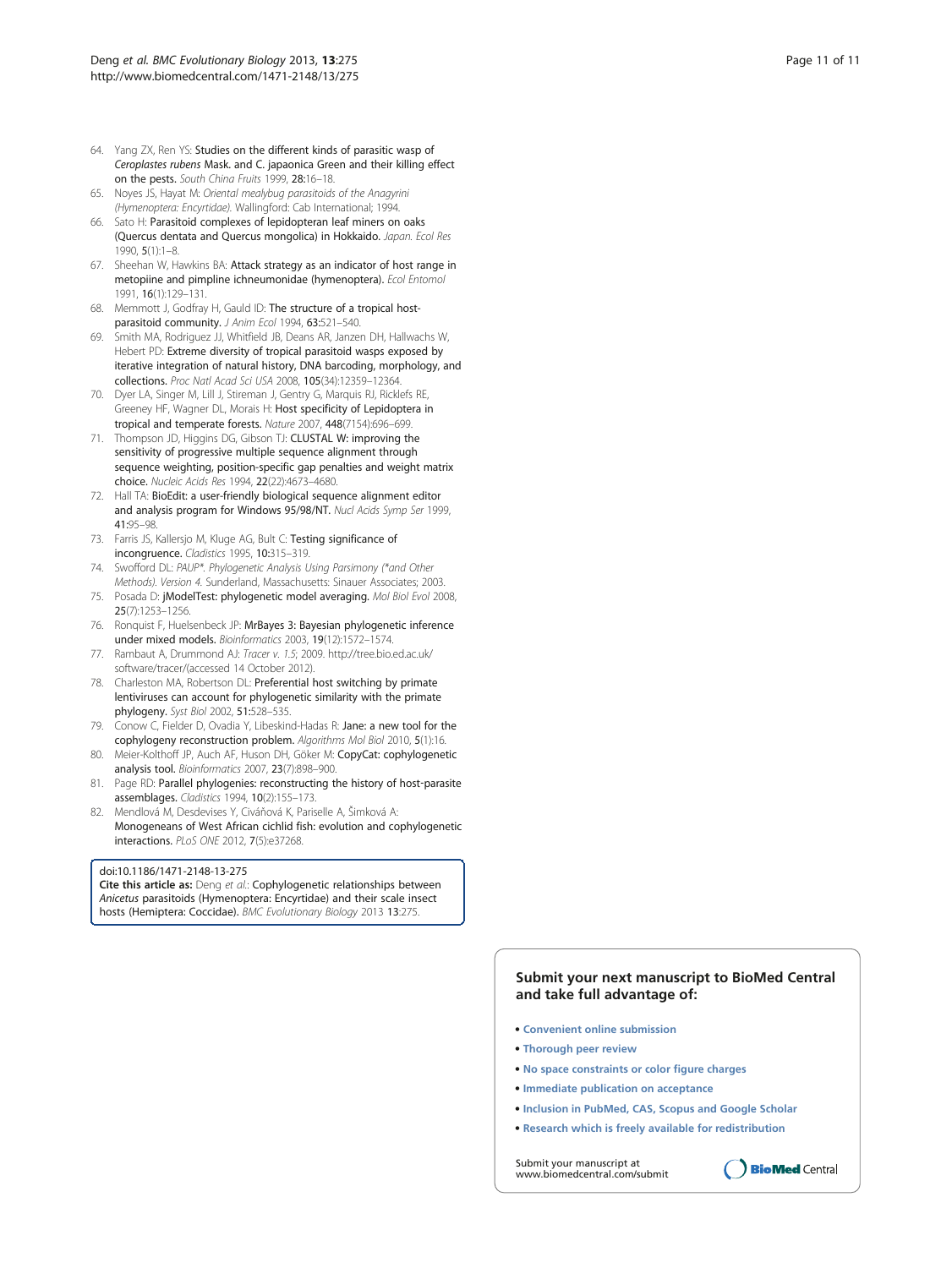64. Yang ZX, Ren YS: Studies on the different kinds of parasitic wasp of *Ceroplastes rubens* Mask. and C. japaonica Green and their killing effect on the pests. *South China Fruits* 1999, **28:**16–18.
65. Noyes JS, Hayat M: *Oriental mealybug parasitoids of the Anagyrini (Hymenoptera: Encyrtidae).* Wallingford: Cab International; 1994.
66. Sato H: Parasitoid complexes of lepidopteran leaf miners on oaks (Quercus dentata and Quercus mongolica) in Hokkaido. *Japan. Ecol Res* 1990, **5**(1):1–8.
67. Sheehan W, Hawkins BA: Attack strategy as an indicator of host range in metopiine and pimpline ichneumonidae (hymenoptera). *Ecol Entomol* 1991, **16**(1):129–131.
68. Memmott J, Godfray H, Gauld ID: The structure of a tropical host-parasitoid community. *J Anim Ecol* 1994, **63:**521–540.
69. Smith MA, Rodriguez JJ, Whitfield JB, Deans AR, Janzen DH, Hallwachs W, Hebert PD: Extreme diversity of tropical parasitoid wasps exposed by iterative integration of natural history, DNA barcoding, morphology, and collections. *Proc Natl Acad Sci USA* 2008, **105**(34):12359–12364.
70. Dyer LA, Singer M, Lill J, Stireman J, Gentry G, Marquis RJ, Ricklefs RE, Greeney HF, Wagner DL, Morais H: Host specificity of Lepidoptera in tropical and temperate forests. *Nature* 2007, **448**(7154):696–699.
71. Thompson JD, Higgins DG, Gibson TJ: CLUSTAL W: improving the sensitivity of progressive multiple sequence alignment through sequence weighting, position-specific gap penalties and weight matrix choice. *Nucleic Acids Res* 1994, **22**(22):4673–4680.
72. Hall TA: BioEdit: a user-friendly biological sequence alignment editor and analysis program for Windows 95/98/NT. *Nucl Acids Symp Ser* 1999, **41:**95–98.
73. Farris JS, Kallersjo M, Kluge AG, Bult C: Testing significance of incongruence. *Cladistics* 1995, **10:**315–319.
74. Swofford DL: *PAUP\*. Phylogenetic Analysis Using Parsimony (\*and Other Methods). Version 4.* Sunderland, Massachusetts: Sinauer Associates; 2003.
75. Posada D: jModelTest: phylogenetic model averaging. *Mol Biol Evol* 2008, **25**(7):1253–1256.
76. Ronquist F, Huelsenbeck JP: MrBayes 3: Bayesian phylogenetic inference under mixed models. *Bioinformatics* 2003, **19**(12):1572–1574.
77. Rambaut A, Drummond AJ: *Tracer v. 1.5*; 2009. http://tree.bio.ed.ac.uk/software/tracer/(accessed 14 October 2012).
78. Charleston MA, Robertson DL: Preferential host switching by primate lentiviruses can account for phylogenetic similarity with the primate phylogeny. *Syst Biol* 2002, **51:**528–535.
79. Conow C, Fielder D, Ovadia Y, Libeskind-Hadas R: Jane: a new tool for the cophylogeny reconstruction problem. *Algorithms Mol Biol* 2010, **5**(1):16.
80. Meier-Kolthoff JP, Auch AF, Huson DH, Göker M: CopyCat: cophylogenetic analysis tool. *Bioinformatics* 2007, **23**(7):898–900.
81. Page RD: Parallel phylogenies: reconstructing the history of host-parasite assemblages. *Cladistics* 1994, **10**(2):155–173.
82. Mendlová M, Desdevises Y, Civáňová K, Pariselle A, Šimková A: Monogeneans of West African cichlid fish: evolution and cophylogenetic interactions. *PLoS ONE* 2012, **7**(5):e37268.

doi:10.1186/1471-2148-13-275
**Cite this article as:** Deng *et al.*: Cophylogenetic relationships between *Anicetus* parasitoids (Hymenoptera: Encyrtidae) and their scale insect hosts (Hemiptera: Coccidae). *BMC Evolutionary Biology* 2013 **13**:275.

**Submit your next manuscript to BioMed Central and take full advantage of:**

- Convenient online submission
- Thorough peer review
- No space constraints or color figure charges
- Immediate publication on acceptance
- Inclusion in PubMed, CAS, Scopus and Google Scholar
- Research which is freely available for redistribution

Submit your manuscript at www.biomedcentral.com/submit

BioMed Central